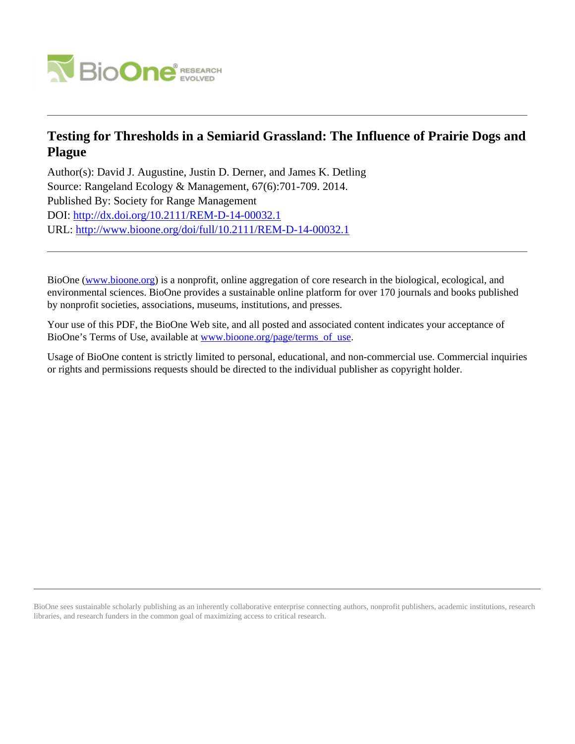# Testing for Thresholds in a Semiarid Grassland: The Influence of Prairie Dogs and Plague

Author(s): David J. Augustine, Justin D. Derner, and James K. Detling
Source: Rangeland Ecology & Management, 67(6):701-709. 2014.
Published By: Society for Range Management
DOI: http://dx.doi.org/10.2111/REM-D-14-00032.1
URL: http://www.bioone.org/doi/full/10.2111/REM-D-14-00032.1

---

BioOne (www.bioone.org) is a nonprofit, online aggregation of core research in the biological, ecological, and environmental sciences. BioOne provides a sustainable online platform for over 170 journals and books published by nonprofit societies, associations, museums, institutions, and presses.

Your use of this PDF, the BioOne Web site, and all posted and associated content indicates your acceptance of BioOne's Terms of Use, available at www.bioone.org/page/terms_of_use.

Usage of BioOne content is strictly limited to personal, educational, and non-commercial use. Commercial inquiries or rights and permissions requests should be directed to the individual publisher as copyright holder.

---

BioOne sees sustainable scholarly publishing as an inherently collaborative enterprise connecting authors, nonprofit publishers, academic institutions, research libraries, and research funders in the common goal of maximizing access to critical research.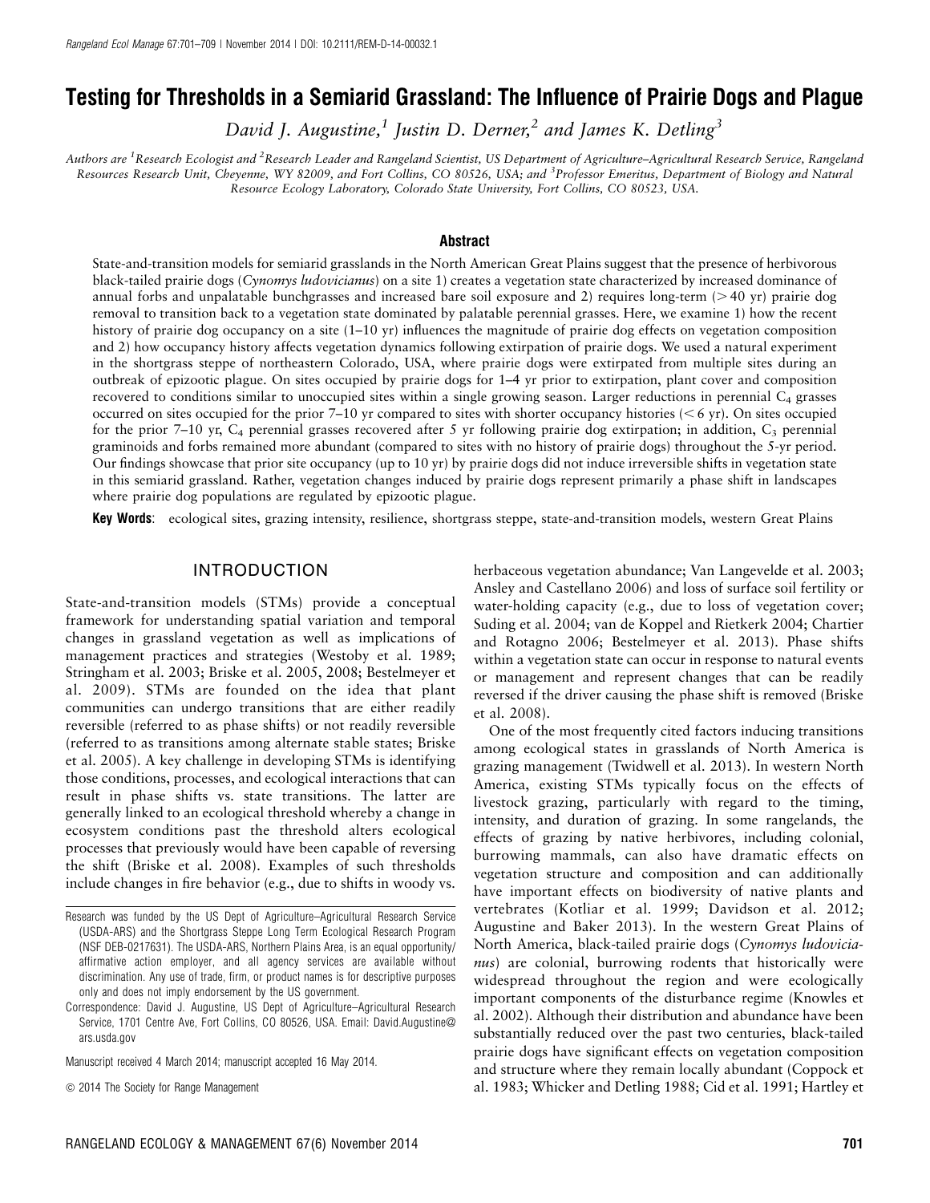Rangeland Ecol Manage 67:701–709 | November 2014 | DOI: 10.2111/REM-D-14-00032.1

# Testing for Thresholds in a Semiarid Grassland: The Influence of Prairie Dogs and Plague

*David J. Augustine,[1] Justin D. Derner,[2] and James K. Detling[3]*

*Authors are [1]Research Ecologist and [2]Research Leader and Rangeland Scientist, US Department of Agriculture–Agricultural Research Service, Rangeland Resources Research Unit, Cheyenne, WY 82009, and Fort Collins, CO 80526, USA; and [3]Professor Emeritus, Department of Biology and Natural Resource Ecology Laboratory, Colorado State University, Fort Collins, CO 80523, USA.*

## Abstract

State-and-transition models for semiarid grasslands in the North American Great Plains suggest that the presence of herbivorous black-tailed prairie dogs (*Cynomys ludovicianus*) on a site 1) creates a vegetation state characterized by increased dominance of annual forbs and unpalatable bunchgrasses and increased bare soil exposure and 2) requires long-term (> 40 yr) prairie dog removal to transition back to a vegetation state dominated by palatable perennial grasses. Here, we examine 1) how the recent history of prairie dog occupancy on a site (1–10 yr) influences the magnitude of prairie dog effects on vegetation composition and 2) how occupancy history affects vegetation dynamics following extirpation of prairie dogs. We used a natural experiment in the shortgrass steppe of northeastern Colorado, USA, where prairie dogs were extirpated from multiple sites during an outbreak of epizootic plague. On sites occupied by prairie dogs for 1–4 yr prior to extirpation, plant cover and composition recovered to conditions similar to unoccupied sites within a single growing season. Larger reductions in perennial $C_4$ grasses occurred on sites occupied for the prior 7–10 yr compared to sites with shorter occupancy histories (< 6 yr). On sites occupied for the prior 7–10 yr, $C_4$ perennial grasses recovered after 5 yr following prairie dog extirpation; in addition, $C_3$ perennial graminoids and forbs remained more abundant (compared to sites with no history of prairie dogs) throughout the 5-yr period. Our findings showcase that prior site occupancy (up to 10 yr) by prairie dogs did not induce irreversible shifts in vegetation state in this semiarid grassland. Rather, vegetation changes induced by prairie dogs represent primarily a phase shift in landscapes where prairie dog populations are regulated by epizootic plague.

**Key Words**: ecological sites, grazing intensity, resilience, shortgrass steppe, state-and-transition models, western Great Plains

## INTRODUCTION

State-and-transition models (STMs) provide a conceptual framework for understanding spatial variation and temporal changes in grassland vegetation as well as implications of management practices and strategies (Westoby et al. 1989; Stringham et al. 2003; Briske et al. 2005, 2008; Bestelmeyer et al. 2009). STMs are founded on the idea that plant communities can undergo transitions that are either readily reversible (referred to as phase shifts) or not readily reversible (referred to as transitions among alternate stable states; Briske et al. 2005). A key challenge in developing STMs is identifying those conditions, processes, and ecological interactions that can result in phase shifts vs. state transitions. The latter are generally linked to an ecological threshold whereby a change in ecosystem conditions past the threshold alters ecological processes that previously would have been capable of reversing the shift (Briske et al. 2008). Examples of such thresholds include changes in fire behavior (e.g., due to shifts in woody vs. herbaceous vegetation abundance; Van Langevelde et al. 2003; Ansley and Castellano 2006) and loss of surface soil fertility or water-holding capacity (e.g., due to loss of vegetation cover; Suding et al. 2004; van de Koppel and Rietkerk 2004; Chartier and Rotagno 2006; Bestelmeyer et al. 2013). Phase shifts within a vegetation state can occur in response to natural events or management and represent changes that can be readily reversed if the driver causing the phase shift is removed (Briske et al. 2008).

One of the most frequently cited factors inducing transitions among ecological states in grasslands of North America is grazing management (Twidwell et al. 2013). In western North America, existing STMs typically focus on the effects of livestock grazing, particularly with regard to the timing, intensity, and duration of grazing. In some rangelands, the effects of grazing by native herbivores, including colonial, burrowing mammals, can also have dramatic effects on vegetation structure and composition and can additionally have important effects on biodiversity of native plants and vertebrates (Kotliar et al. 1999; Davidson et al. 2012; Augustine and Baker 2013). In the western Great Plains of North America, black-tailed prairie dogs (*Cynomys ludovicianus*) are colonial, burrowing rodents that historically were widespread throughout the region and were ecologically important components of the disturbance regime (Knowles et al. 2002). Although their distribution and abundance have been substantially reduced over the past two centuries, black-tailed prairie dogs have significant effects on vegetation composition and structure where they remain locally abundant (Coppock et al. 1983; Whicker and Detling 1988; Cid et al. 1991; Hartley et

Research was funded by the US Dept of Agriculture–Agricultural Research Service (USDA-ARS) and the Shortgrass Steppe Long Term Ecological Research Program (NSF DEB-0217631). The USDA-ARS, Northern Plains Area, is an equal opportunity/affirmative action employer, and all agency services are available without discrimination. Any use of trade, firm, or product names is for descriptive purposes only and does not imply endorsement by the US government.

Correspondence: David J. Augustine, US Dept of Agriculture–Agricultural Research Service, 1701 Centre Ave, Fort Collins, CO 80526, USA. Email: David.Augustine@ars.usda.gov

Manuscript received 4 March 2014; manuscript accepted 16 May 2014.

© 2014 The Society for Range Management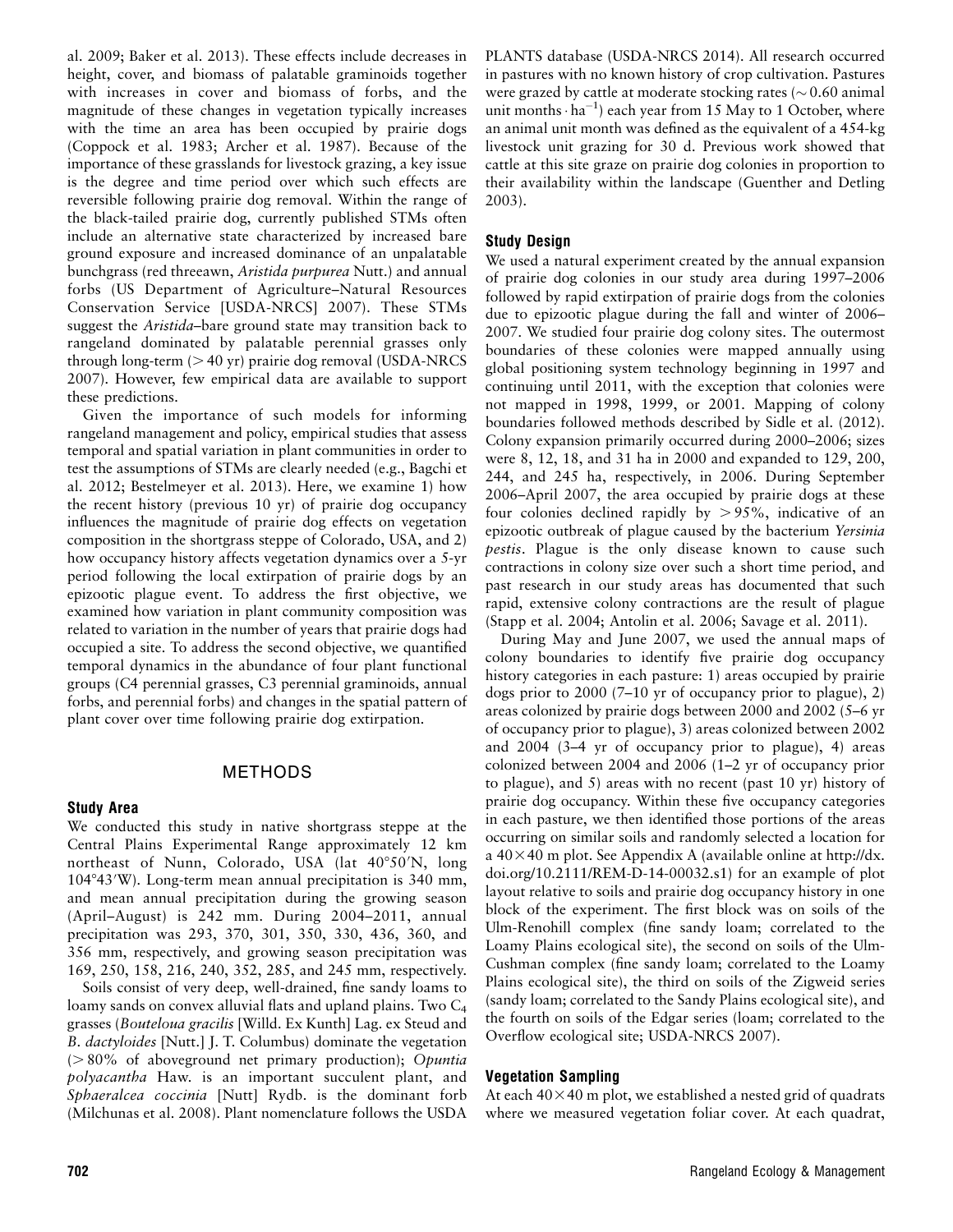al. 2009; Baker et al. 2013). These effects include decreases in height, cover, and biomass of palatable graminoids together with increases in cover and biomass of forbs, and the magnitude of these changes in vegetation typically increases with the time an area has been occupied by prairie dogs (Coppock et al. 1983; Archer et al. 1987). Because of the importance of these grasslands for livestock grazing, a key issue is the degree and time period over which such effects are reversible following prairie dog removal. Within the range of the black-tailed prairie dog, currently published STMs often include an alternative state characterized by increased bare ground exposure and increased dominance of an unpalatable bunchgrass (red threeawn, *Aristida purpurea* Nutt.) and annual forbs (US Department of Agriculture–Natural Resources Conservation Service [USDA-NRCS] 2007). These STMs suggest the *Aristida*–bare ground state may transition back to rangeland dominated by palatable perennial grasses only through long-term (> 40 yr) prairie dog removal (USDA-NRCS 2007). However, few empirical data are available to support these predictions.

Given the importance of such models for informing rangeland management and policy, empirical studies that assess temporal and spatial variation in plant communities in order to test the assumptions of STMs are clearly needed (e.g., Bagchi et al. 2012; Bestelmeyer et al. 2013). Here, we examine 1) how the recent history (previous 10 yr) of prairie dog occupancy influences the magnitude of prairie dog effects on vegetation composition in the shortgrass steppe of Colorado, USA, and 2) how occupancy history affects vegetation dynamics over a 5-yr period following the local extirpation of prairie dogs by an epizootic plague event. To address the first objective, we examined how variation in plant community composition was related to variation in the number of years that prairie dogs had occupied a site. To address the second objective, we quantified temporal dynamics in the abundance of four plant functional groups (C4 perennial grasses, C3 perennial graminoids, annual forbs, and perennial forbs) and changes in the spatial pattern of plant cover over time following prairie dog extirpation.

## METHODS

### Study Area

We conducted this study in native shortgrass steppe at the Central Plains Experimental Range approximately 12 km northeast of Nunn, Colorado, USA (lat 40°50′N, long 104°43′W). Long-term mean annual precipitation is 340 mm, and mean annual precipitation during the growing season (April–August) is 242 mm. During 2004–2011, annual precipitation was 293, 370, 301, 350, 330, 436, 360, and 356 mm, respectively, and growing season precipitation was 169, 250, 158, 216, 240, 352, 285, and 245 mm, respectively.

Soils consist of very deep, well-drained, fine sandy loams to loamy sands on convex alluvial flats and upland plains. Two $C_4$ grasses (*Bouteloua gracilis* [Willd. Ex Kunth] Lag. ex Steud and *B. dactyloides* [Nutt.] J. T. Columbus) dominate the vegetation (> 80% of aboveground net primary production); *Opuntia polyacantha* Haw. is an important succulent plant, and *Sphaeralcea coccinia* [Nutt] Rydb. is the dominant forb (Milchunas et al. 2008). Plant nomenclature follows the USDA PLANTS database (USDA-NRCS 2014). All research occurred in pastures with no known history of crop cultivation. Pastures were grazed by cattle at moderate stocking rates (~ 0.60 animal unit months $\cdot$ $ha^{-1}$) each year from 15 May to 1 October, where an animal unit month was defined as the equivalent of a 454-kg livestock unit grazing for 30 d. Previous work showed that cattle at this site graze on prairie dog colonies in proportion to their availability within the landscape (Guenther and Detling 2003).

### Study Design

We used a natural experiment created by the annual expansion of prairie dog colonies in our study area during 1997–2006 followed by rapid extirpation of prairie dogs from the colonies due to epizootic plague during the fall and winter of 2006–2007. We studied four prairie dog colony sites. The outermost boundaries of these colonies were mapped annually using global positioning system technology beginning in 1997 and continuing until 2011, with the exception that colonies were not mapped in 1998, 1999, or 2001. Mapping of colony boundaries followed methods described by Sidle et al. (2012). Colony expansion primarily occurred during 2000–2006; sizes were 8, 12, 18, and 31 ha in 2000 and expanded to 129, 200, 244, and 245 ha, respectively, in 2006. During September 2006–April 2007, the area occupied by prairie dogs at these four colonies declined rapidly by > 95%, indicative of an epizootic outbreak of plague caused by the bacterium *Yersinia pestis*. Plague is the only disease known to cause such contractions in colony size over such a short time period, and past research in our study areas has documented that such rapid, extensive colony contractions are the result of plague (Stapp et al. 2004; Antolin et al. 2006; Savage et al. 2011).

During May and June 2007, we used the annual maps of colony boundaries to identify five prairie dog occupancy history categories in each pasture: 1) areas occupied by prairie dogs prior to 2000 (7–10 yr of occupancy prior to plague), 2) areas colonized by prairie dogs between 2000 and 2002 (5–6 yr of occupancy prior to plague), 3) areas colonized between 2002 and 2004 (3–4 yr of occupancy prior to plague), 4) areas colonized between 2004 and 2006 (1–2 yr of occupancy prior to plague), and 5) areas with no recent (past 10 yr) history of prairie dog occupancy. Within these five occupancy categories in each pasture, we then identified those portions of the areas occurring on similar soils and randomly selected a location for a 40 × 40 m plot. See Appendix A (available online at http://dx.doi.org/10.2111/REM-D-14-00032.s1) for an example of plot layout relative to soils and prairie dog occupancy history in one block of the experiment. The first block was on soils of the Ulm-Renohill complex (fine sandy loam; correlated to the Loamy Plains ecological site), the second on soils of the Ulm-Cushman complex (fine sandy loam; correlated to the Loamy Plains ecological site), the third on soils of the Zigweid series (sandy loam; correlated to the Sandy Plains ecological site), and the fourth on soils of the Edgar series (loam; correlated to the Overflow ecological site; USDA-NRCS 2007).

### Vegetation Sampling

At each 40 × 40 m plot, we established a nested grid of quadrats where we measured vegetation foliar cover. At each quadrat,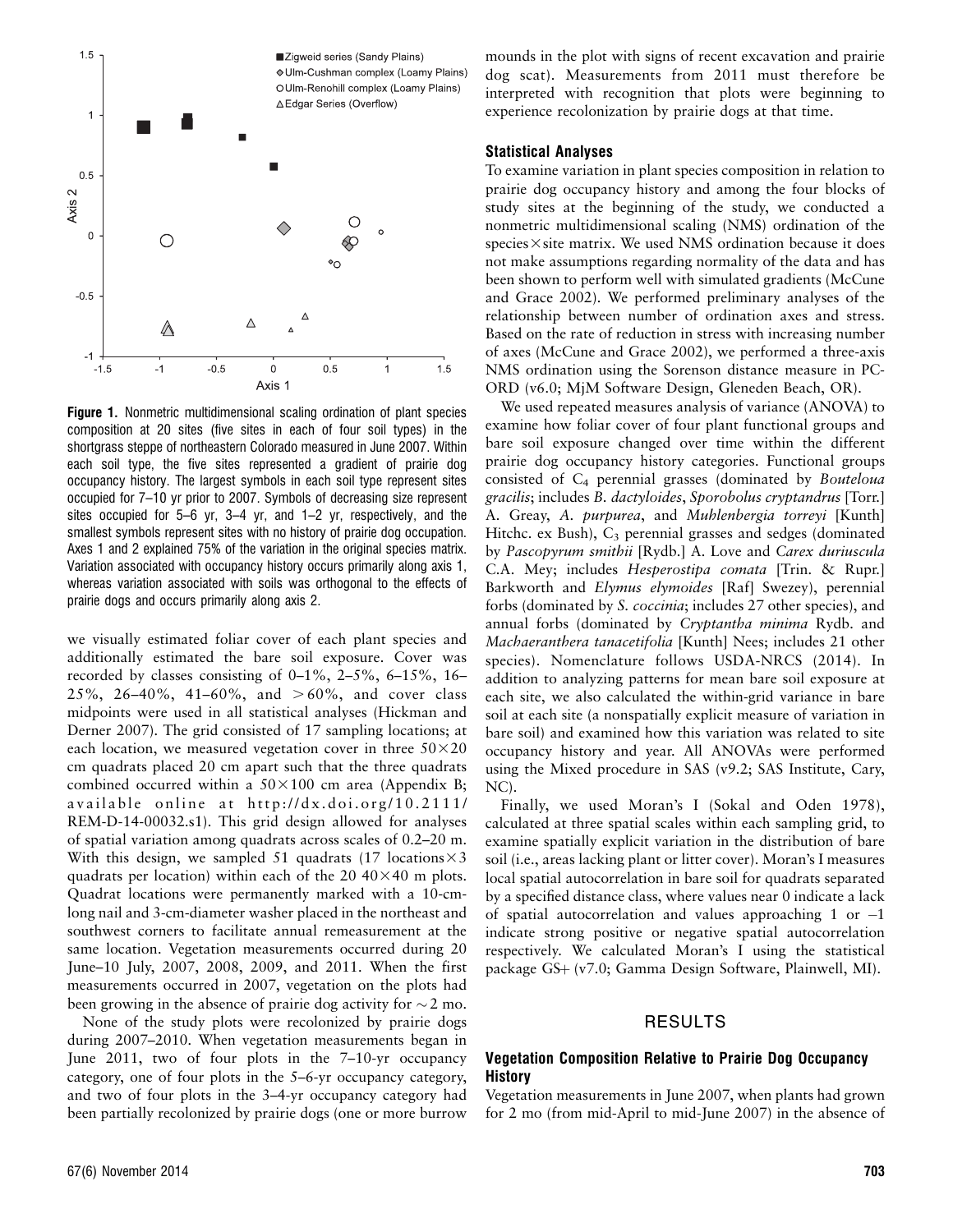**Figure 1.** Nonmetric multidimensional scaling ordination of plant species composition at 20 sites (five sites in each of four soil types) in the shortgrass steppe of northeastern Colorado measured in June 2007. Within each soil type, the five sites represented a gradient of prairie dog occupancy history. The largest symbols in each soil type represent sites occupied for 7–10 yr prior to 2007. Symbols of decreasing size represent sites occupied for 5–6 yr, 3–4 yr, and 1–2 yr, respectively, and the smallest symbols represent sites with no history of prairie dog occupation. Axes 1 and 2 explained 75% of the variation in the original species matrix. Variation associated with occupancy history occurs primarily along axis 1, whereas variation associated with soils was orthogonal to the effects of prairie dogs and occurs primarily along axis 2.

we visually estimated foliar cover of each plant species and additionally estimated the bare soil exposure. Cover was recorded by classes consisting of 0–1%, 2–5%, 6–15%, 16–25%, 26–40%, 41–60%, and >60%, and cover class midpoints were used in all statistical analyses (Hickman and Derner 2007). The grid consisted of 17 sampling locations; at each location, we measured vegetation cover in three 50×20 cm quadrats placed 20 cm apart such that the three quadrats combined occurred within a 50×100 cm area (Appendix B; available online at http://dx.doi.org/10.2111/REM-D-14-00032.s1). This grid design allowed for analyses of spatial variation among quadrats across scales of 0.2–20 m. With this design, we sampled 51 quadrats (17 locations×3 quadrats per location) within each of the 20 40×40 m plots. Quadrat locations were permanently marked with a 10-cm-long nail and 3-cm-diameter washer placed in the northeast and southwest corners to facilitate annual remeasurement at the same location. Vegetation measurements occurred during 20 June–10 July, 2007, 2008, 2009, and 2011. When the first measurements occurred in 2007, vegetation on the plots had been growing in the absence of prairie dog activity for ~2 mo.

None of the study plots were recolonized by prairie dogs during 2007–2010. When vegetation measurements began in June 2011, two of four plots in the 7–10-yr occupancy category, one of four plots in the 5–6-yr occupancy category, and two of four plots in the 3–4-yr occupancy category had been partially recolonized by prairie dogs (one or more burrow mounds in the plot with signs of recent excavation and prairie dog scat). Measurements from 2011 must therefore be interpreted with recognition that plots were beginning to experience recolonization by prairie dogs at that time.

### Statistical Analyses

To examine variation in plant species composition in relation to prairie dog occupancy history and among the four blocks of study sites at the beginning of the study, we conducted a nonmetric multidimensional scaling (NMS) ordination of the species×site matrix. We used NMS ordination because it does not make assumptions regarding normality of the data and has been shown to perform well with simulated gradients (McCune and Grace 2002). We performed preliminary analyses of the relationship between number of ordination axes and stress. Based on the rate of reduction in stress with increasing number of axes (McCune and Grace 2002), we performed a three-axis NMS ordination using the Sorenson distance measure in PC-ORD (v6.0; MjM Software Design, Gleneden Beach, OR).

We used repeated measures analysis of variance (ANOVA) to examine how foliar cover of four plant functional groups and bare soil exposure changed over time within the different prairie dog occupancy history categories. Functional groups consisted of $C_4$ perennial grasses (dominated by *Bouteloua gracilis*; includes *B. dactyloides*, *Sporobolus cryptandrus* [Torr.] A. Greay, *A. purpurea*, and *Muhlenbergia torreyi* [Kunth] Hitchc. ex Bush), $C_3$ perennial grasses and sedges (dominated by *Pascopyrum smithii* [Rydb.] A. Love and *Carex duriuscula* C.A. Mey; includes *Hesperostipa comata* [Trin. & Rupr.] Barkworth and *Elymus elymoides* [Raf] Swezey), perennial forbs (dominated by *S. coccinia*; includes 27 other species), and annual forbs (dominated by *Cryptantha minima* Rydb. and *Machaeranthera tanacetifolia* [Kunth] Nees; includes 21 other species). Nomenclature follows USDA-NRCS (2014). In addition to analyzing patterns for mean bare soil exposure at each site, we also calculated the within-grid variance in bare soil at each site (a nonspatially explicit measure of variation in bare soil) and examined how this variation was related to site occupancy history and year. All ANOVAs were performed using the Mixed procedure in SAS (v9.2; SAS Institute, Cary, NC).

Finally, we used Moran's I (Sokal and Oden 1978), calculated at three spatial scales within each sampling grid, to examine spatially explicit variation in the distribution of bare soil (i.e., areas lacking plant or litter cover). Moran's I measures local spatial autocorrelation in bare soil for quadrats separated by a specified distance class, where values near 0 indicate a lack of spatial autocorrelation and values approaching 1 or −1 indicate strong positive or negative spatial autocorrelation respectively. We calculated Moran's I using the statistical package GS+ (v7.0; Gamma Design Software, Plainwell, MI).

## RESULTS

### Vegetation Composition Relative to Prairie Dog Occupancy History

Vegetation measurements in June 2007, when plants had grown for 2 mo (from mid-April to mid-June 2007) in the absence of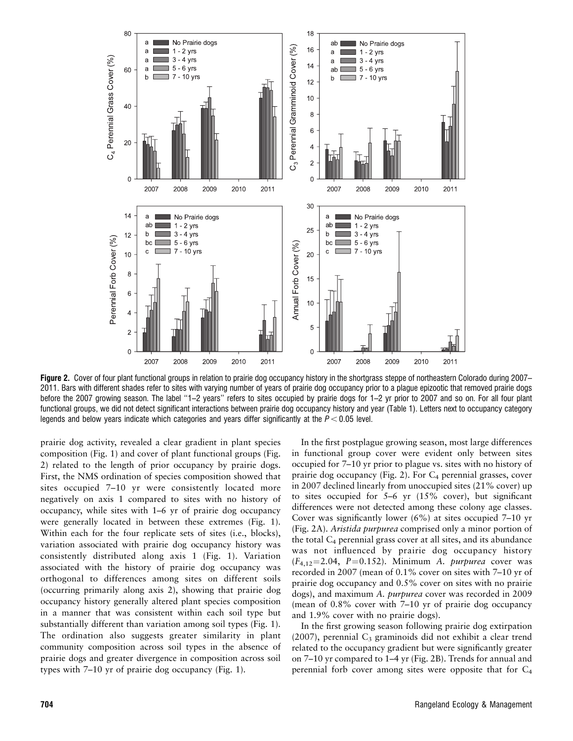**Figure 2.** Cover of four plant functional groups in relation to prairie dog occupancy history in the shortgrass steppe of northeastern Colorado during 2007–2011. Bars with different shades refer to sites with varying number of years of prairie dog occupancy prior to a plague epizootic that removed prairie dogs before the 2007 growing season. The label "1–2 years" refers to sites occupied by prairie dogs for 1–2 yr prior to 2007 and so on. For all four plant functional groups, we did not detect significant interactions between prairie dog occupancy history and year (Table 1). Letters next to occupancy category legends and below years indicate which categories and years differ significantly at the $P < 0.05$ level.

prairie dog activity, revealed a clear gradient in plant species composition (Fig. 1) and cover of plant functional groups (Fig. 2) related to the length of prior occupancy by prairie dogs. First, the NMS ordination of species composition showed that sites occupied 7–10 yr were consistently located more negatively on axis 1 compared to sites with no history of occupancy, while sites with 1–6 yr of prairie dog occupancy were generally located in between these extremes (Fig. 1). Within each for the four replicate sets of sites (i.e., blocks), variation associated with prairie dog occupancy history was consistently distributed along axis 1 (Fig. 1). Variation associated with the history of prairie dog occupancy was orthogonal to differences among sites on different soils (occurring primarily along axis 2), showing that prairie dog occupancy history generally altered plant species composition in a manner that was consistent within each soil type but substantially different than variation among soil types (Fig. 1). The ordination also suggests greater similarity in plant community composition across soil types in the absence of prairie dogs and greater divergence in composition across soil types with 7–10 yr of prairie dog occupancy (Fig. 1).

In the first postplague growing season, most large differences in functional group cover were evident only between sites occupied for 7–10 yr prior to plague vs. sites with no history of prairie dog occupancy (Fig. 2). For $C_4$ perennial grasses, cover in 2007 declined linearly from unoccupied sites (21% cover) up to sites occupied for 5–6 yr (15% cover), but significant differences were not detected among these colony age classes. Cover was significantly lower (6%) at sites occupied 7–10 yr (Fig. 2A). *Aristida purpurea* comprised only a minor portion of the total $C_4$ perennial grass cover at all sites, and its abundance was not influenced by prairie dog occupancy history ($F_{4,12}=2.04$, $P=0.152$). Minimum *A. purpurea* cover was recorded in 2007 (mean of 0.1% cover on sites with 7–10 yr of prairie dog occupancy and 0.5% cover on sites with no prairie dogs), and maximum *A. purpurea* cover was recorded in 2009 (mean of 0.8% cover with 7–10 yr of prairie dog occupancy and 1.9% cover with no prairie dogs).

In the first growing season following prairie dog extirpation (2007), perennial $C_3$ graminoids did not exhibit a clear trend related to the occupancy gradient but were significantly greater on 7–10 yr compared to 1–4 yr (Fig. 2B). Trends for annual and perennial forb cover among sites were opposite that for $C_4$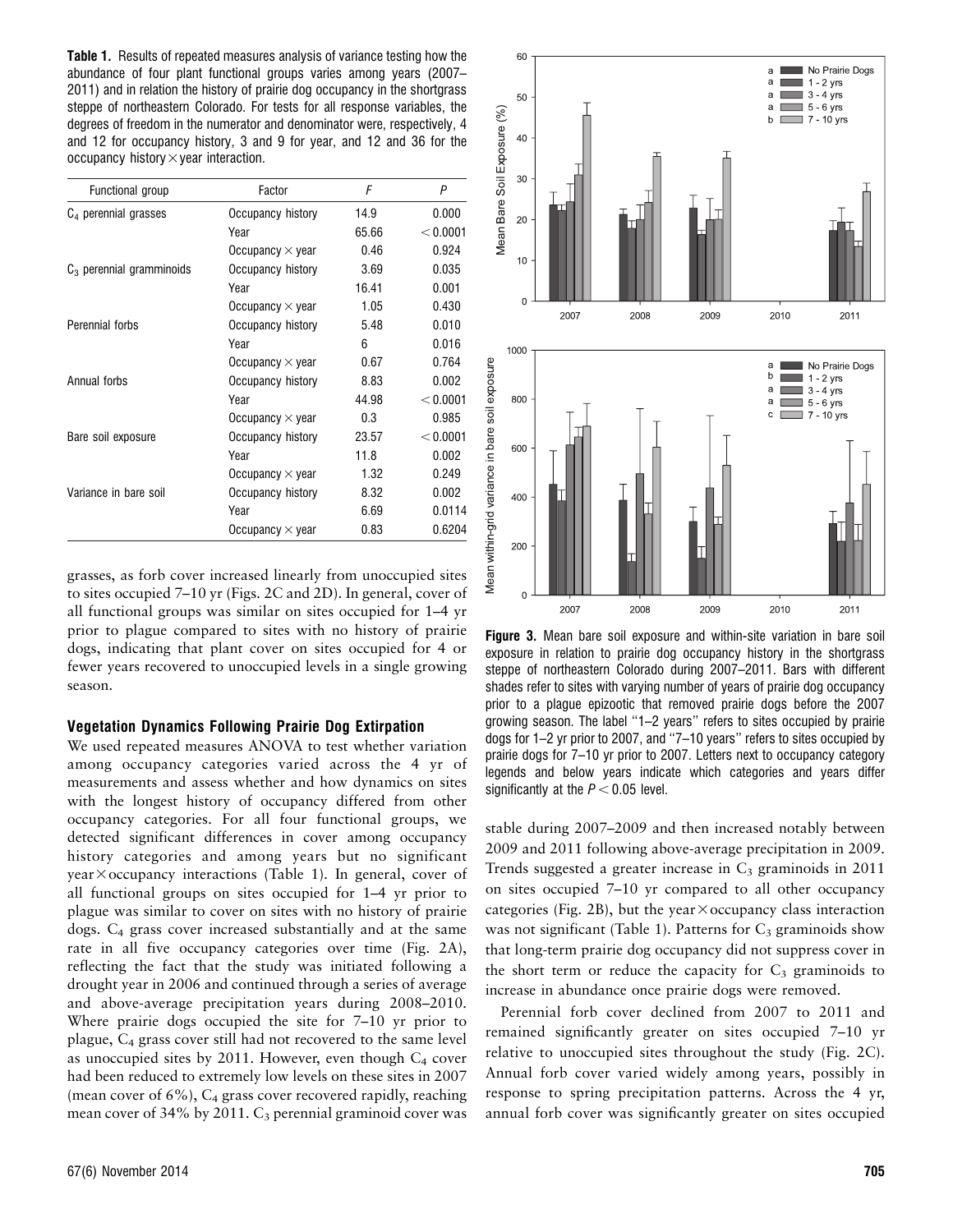**Table 1.** Results of repeated measures analysis of variance testing how the abundance of four plant functional groups varies among years (2007–2011) and in relation the history of prairie dog occupancy in the shortgrass steppe of northeastern Colorado. For tests for all response variables, the degrees of freedom in the numerator and denominator were, respectively, 4 and 12 for occupancy history, 3 and 9 for year, and 12 and 36 for the occupancy history × year interaction.

| Functional group | Factor | $F$ | $P$ |
|---|---|---|---|
| $C_4$ perennial grasses | Occupancy history | 14.9 | 0.000 |
| | Year | 65.66 | < 0.0001 |
| | Occupancy × year | 0.46 | 0.924 |
| $C_3$ perennial gramminoids | Occupancy history | 3.69 | 0.035 |
| | Year | 16.41 | 0.001 |
| | Occupancy × year | 1.05 | 0.430 |
| Perennial forbs | Occupancy history | 5.48 | 0.010 |
| | Year | 6 | 0.016 |
| | Occupancy × year | 0.67 | 0.764 |
| Annual forbs | Occupancy history | 8.83 | 0.002 |
| | Year | 44.98 | < 0.0001 |
| | Occupancy × year | 0.3 | 0.985 |
| Bare soil exposure | Occupancy history | 23.57 | < 0.0001 |
| | Year | 11.8 | 0.002 |
| | Occupancy × year | 1.32 | 0.249 |
| Variance in bare soil | Occupancy history | 8.32 | 0.002 |
| | Year | 6.69 | 0.0114 |
| | Occupancy × year | 0.83 | 0.6204 |

grasses, as forb cover increased linearly from unoccupied sites to sites occupied 7–10 yr (Figs. 2C and 2D). In general, cover of all functional groups was similar on sites occupied for 1–4 yr prior to plague compared to sites with no history of prairie dogs, indicating that plant cover on sites occupied for 4 or fewer years recovered to unoccupied levels in a single growing season.

### Vegetation Dynamics Following Prairie Dog Extirpation

We used repeated measures ANOVA to test whether variation among occupancy categories varied across the 4 yr of measurements and assess whether and how dynamics on sites with the longest history of occupancy differed from other occupancy categories. For all four functional groups, we detected significant differences in cover among occupancy history categories and among years but no significant year × occupancy interactions (Table 1). In general, cover of all functional groups on sites occupied for 1–4 yr prior to plague was similar to cover on sites with no history of prairie dogs. $C_4$ grass cover increased substantially and at the same rate in all five occupancy categories over time (Fig. 2A), reflecting the fact that the study was initiated following a drought year in 2006 and continued through a series of average and above-average precipitation years during 2008–2010. Where prairie dogs occupied the site for 7–10 yr prior to plague, $C_4$ grass cover still had not recovered to the same level as unoccupied sites by 2011. However, even though $C_4$ cover had been reduced to extremely low levels on these sites in 2007 (mean cover of 6%), $C_4$ grass cover recovered rapidly, reaching mean cover of 34% by 2011. $C_3$ perennial graminoid cover was stable during 2007–2009 and then increased notably between 2009 and 2011 following above-average precipitation in 2009. Trends suggested a greater increase in $C_3$ graminoids in 2011 on sites occupied 7–10 yr compared to all other occupancy categories (Fig. 2B), but the year × occupancy class interaction was not significant (Table 1). Patterns for $C_3$ graminoids show that long-term prairie dog occupancy did not suppress cover in the short term or reduce the capacity for $C_3$ graminoids to increase in abundance once prairie dogs were removed.

Perennial forb cover declined from 2007 to 2011 and remained significantly greater on sites occupied 7–10 yr relative to unoccupied sites throughout the study (Fig. 2C). Annual forb cover varied widely among years, possibly in response to spring precipitation patterns. Across the 4 yr, annual forb cover was significantly greater on sites occupied

**Figure 3.** Mean bare soil exposure and within-site variation in bare soil exposure in relation to prairie dog occupancy history in the shortgrass steppe of northeastern Colorado during 2007–2011. Bars with different shades refer to sites with varying number of years of prairie dog occupancy prior to a plague epizootic that removed prairie dogs before the 2007 growing season. The label "1–2 years" refers to sites occupied by prairie dogs for 1–2 yr prior to 2007, and "7–10 years" refers to sites occupied by prairie dogs for 7–10 yr prior to 2007. Letters next to occupancy category legends and below years indicate which categories and years differ significantly at the $P < 0.05$ level.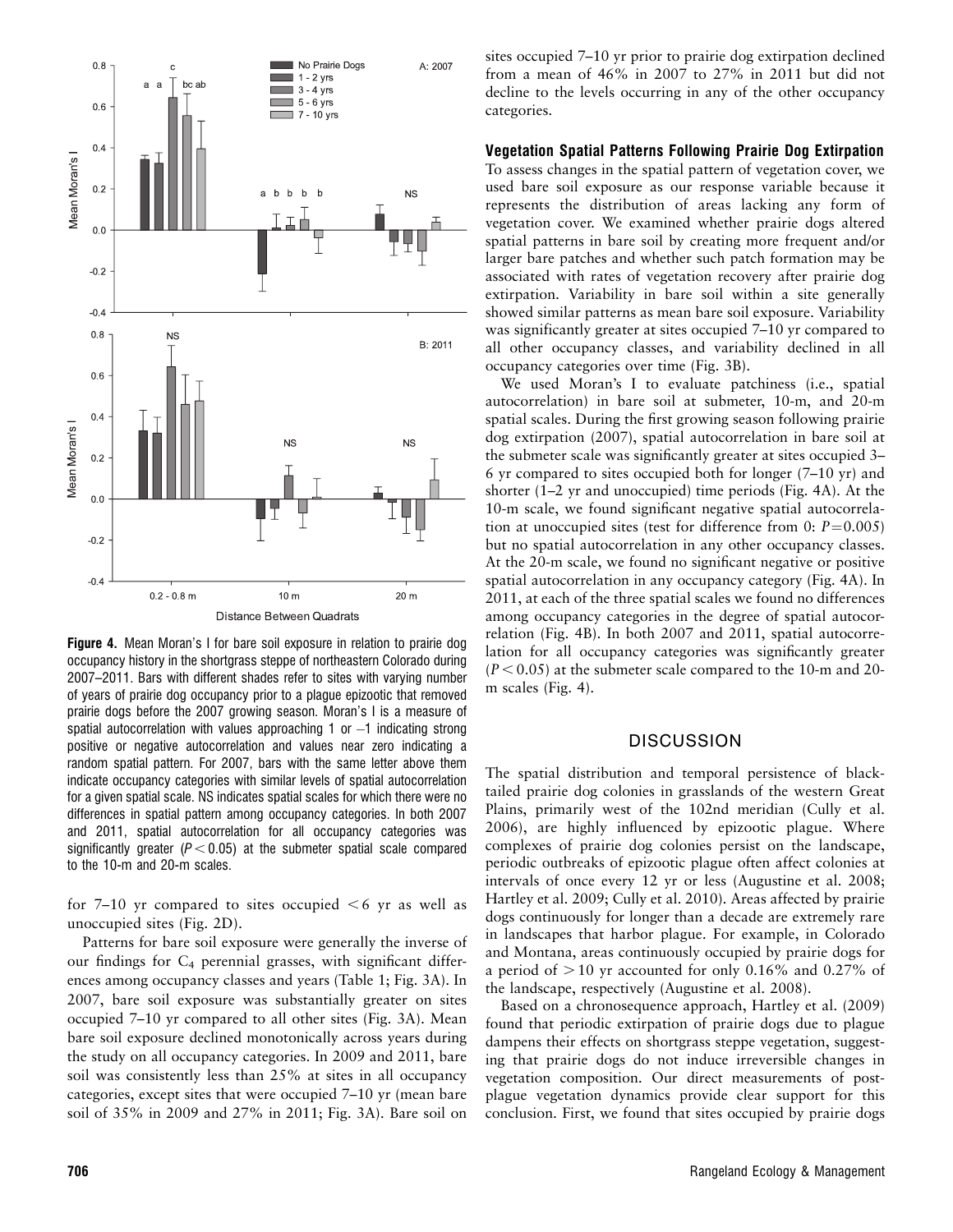**Figure 4.** Mean Moran's I for bare soil exposure in relation to prairie dog occupancy history in the shortgrass steppe of northeastern Colorado during 2007–2011. Bars with different shades refer to sites with varying number of years of prairie dog occupancy prior to a plague epizootic that removed prairie dogs before the 2007 growing season. Moran's I is a measure of spatial autocorrelation with values approaching 1 or –1 indicating strong positive or negative autocorrelation and values near zero indicating a random spatial pattern. For 2007, bars with the same letter above them indicate occupancy categories with similar levels of spatial autocorrelation for a given spatial scale. NS indicates spatial scales for which there were no differences in spatial pattern among occupancy categories. In both 2007 and 2011, spatial autocorrelation for all occupancy categories was significantly greater ($P < 0.05$) at the submeter spatial scale compared to the 10-m and 20-m scales.

for 7–10 yr compared to sites occupied $< 6$ yr as well as unoccupied sites (Fig. 2D).

Patterns for bare soil exposure were generally the inverse of our findings for $C_4$ perennial grasses, with significant differences among occupancy classes and years (Table 1; Fig. 3A). In 2007, bare soil exposure was substantially greater on sites occupied 7–10 yr compared to all other sites (Fig. 3A). Mean bare soil exposure declined monotonically across years during the study on all occupancy categories. In 2009 and 2011, bare soil was consistently less than 25% at sites in all occupancy categories, except sites that were occupied 7–10 yr (mean bare soil of 35% in 2009 and 27% in 2011; Fig. 3A). Bare soil on sites occupied 7–10 yr prior to prairie dog extirpation declined from a mean of 46% in 2007 to 27% in 2011 but did not decline to the levels occurring in any of the other occupancy categories.

### Vegetation Spatial Patterns Following Prairie Dog Extirpation

To assess changes in the spatial pattern of vegetation cover, we used bare soil exposure as our response variable because it represents the distribution of areas lacking any form of vegetation cover. We examined whether prairie dogs altered spatial patterns in bare soil by creating more frequent and/or larger bare patches and whether such patch formation may be associated with rates of vegetation recovery after prairie dog extirpation. Variability in bare soil within a site generally showed similar patterns as mean bare soil exposure. Variability was significantly greater at sites occupied 7–10 yr compared to all other occupancy classes, and variability declined in all occupancy categories over time (Fig. 3B).

We used Moran's I to evaluate patchiness (i.e., spatial autocorrelation) in bare soil at submeter, 10-m, and 20-m spatial scales. During the first growing season following prairie dog extirpation (2007), spatial autocorrelation in bare soil at the submeter scale was significantly greater at sites occupied 3–6 yr compared to sites occupied both for longer (7–10 yr) and shorter (1–2 yr and unoccupied) time periods (Fig. 4A). At the 10-m scale, we found significant negative spatial autocorrelation at unoccupied sites (test for difference from 0: $P = 0.005$) but no spatial autocorrelation in any other occupancy classes. At the 20-m scale, we found no significant negative or positive spatial autocorrelation in any occupancy category (Fig. 4A). In 2011, at each of the three spatial scales we found no differences among occupancy categories in the degree of spatial autocorrelation (Fig. 4B). In both 2007 and 2011, spatial autocorrelation for all occupancy categories was significantly greater ($P < 0.05$) at the submeter scale compared to the 10-m and 20-m scales (Fig. 4).

## DISCUSSION

The spatial distribution and temporal persistence of black-tailed prairie dog colonies in grasslands of the western Great Plains, primarily west of the 102nd meridian (Cully et al. 2006), are highly influenced by epizootic plague. Where complexes of prairie dog colonies persist on the landscape, periodic outbreaks of epizootic plague often affect colonies at intervals of once every 12 yr or less (Augustine et al. 2008; Hartley et al. 2009; Cully et al. 2010). Areas affected by prairie dogs continuously for longer than a decade are extremely rare in landscapes that harbor plague. For example, in Colorado and Montana, areas continuously occupied by prairie dogs for a period of $> 10$ yr accounted for only 0.16% and 0.27% of the landscape, respectively (Augustine et al. 2008).

Based on a chronosequence approach, Hartley et al. (2009) found that periodic extirpation of prairie dogs due to plague dampens their effects on shortgrass steppe vegetation, suggesting that prairie dogs do not induce irreversible changes in vegetation composition. Our direct measurements of post-plague vegetation dynamics provide clear support for this conclusion. First, we found that sites occupied by prairie dogs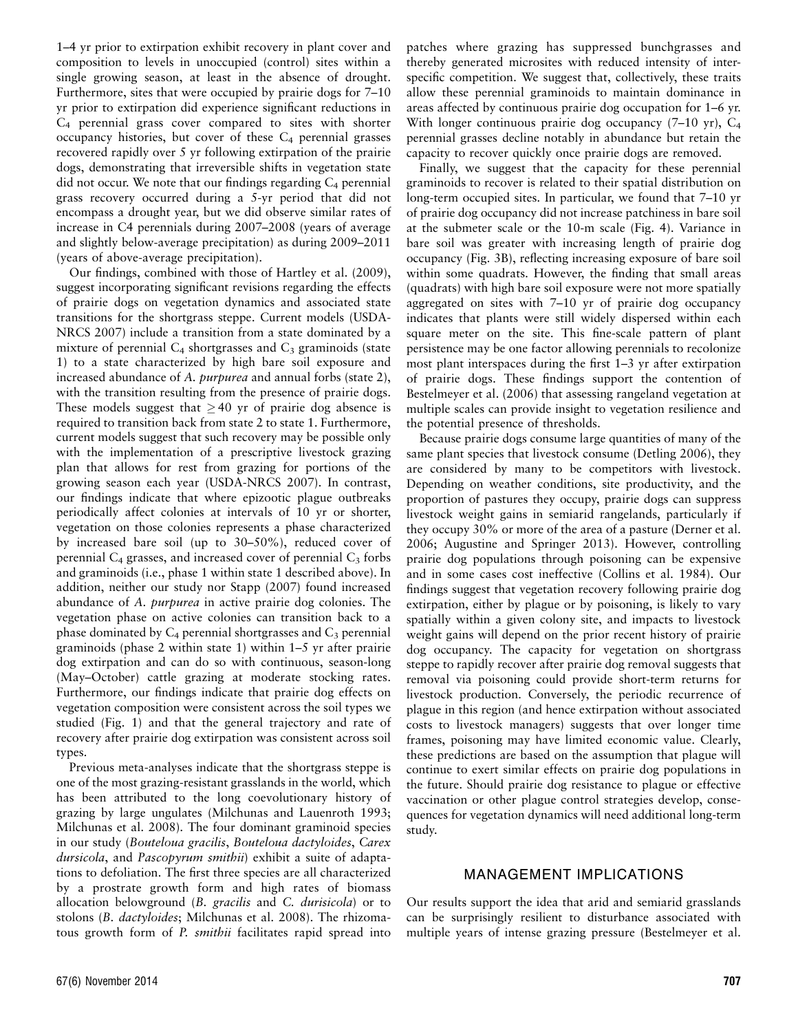1–4 yr prior to extirpation exhibit recovery in plant cover and composition to levels in unoccupied (control) sites within a single growing season, at least in the absence of drought. Furthermore, sites that were occupied by prairie dogs for 7–10 yr prior to extirpation did experience significant reductions in $C_4$ perennial grass cover compared to sites with shorter occupancy histories, but cover of these $C_4$ perennial grasses recovered rapidly over 5 yr following extirpation of the prairie dogs, demonstrating that irreversible shifts in vegetation state did not occur. We note that our findings regarding $C_4$ perennial grass recovery occurred during a 5-yr period that did not encompass a drought year, but we did observe similar rates of increase in C4 perennials during 2007–2008 (years of average and slightly below-average precipitation) as during 2009–2011 (years of above-average precipitation).

Our findings, combined with those of Hartley et al. (2009), suggest incorporating significant revisions regarding the effects of prairie dogs on vegetation dynamics and associated state transitions for the shortgrass steppe. Current models (USDA-NRCS 2007) include a transition from a state dominated by a mixture of perennial $C_4$ shortgrasses and $C_3$ graminoids (state 1) to a state characterized by high bare soil exposure and increased abundance of *A. purpurea* and annual forbs (state 2), with the transition resulting from the presence of prairie dogs. These models suggest that $\geq 40$ yr of prairie dog absence is required to transition back from state 2 to state 1. Furthermore, current models suggest that such recovery may be possible only with the implementation of a prescriptive livestock grazing plan that allows for rest from grazing for portions of the growing season each year (USDA-NRCS 2007). In contrast, our findings indicate that where epizootic plague outbreaks periodically affect colonies at intervals of 10 yr or shorter, vegetation on those colonies represents a phase characterized by increased bare soil (up to 30–50%), reduced cover of perennial $C_4$ grasses, and increased cover of perennial $C_3$ forbs and graminoids (i.e., phase 1 within state 1 described above). In addition, neither our study nor Stapp (2007) found increased abundance of *A. purpurea* in active prairie dog colonies. The vegetation phase on active colonies can transition back to a phase dominated by $C_4$ perennial shortgrasses and $C_3$ perennial graminoids (phase 2 within state 1) within 1–5 yr after prairie dog extirpation and can do so with continuous, season-long (May–October) cattle grazing at moderate stocking rates. Furthermore, our findings indicate that prairie dog effects on vegetation composition were consistent across the soil types we studied (Fig. 1) and that the general trajectory and rate of recovery after prairie dog extirpation was consistent across soil types.

Previous meta-analyses indicate that the shortgrass steppe is one of the most grazing-resistant grasslands in the world, which has been attributed to the long coevolutionary history of grazing by large ungulates (Milchunas and Lauenroth 1993; Milchunas et al. 2008). The four dominant graminoid species in our study (*Bouteloua gracilis*, *Bouteloua dactyloides*, *Carex dursicola*, and *Pascopyrum smithii*) exhibit a suite of adaptations to defoliation. The first three species are all characterized by a prostrate growth form and high rates of biomass allocation belowground (*B. gracilis* and *C. durisicola*) or to stolons (*B. dactyloides*; Milchunas et al. 2008). The rhizomatous growth form of *P. smithii* facilitates rapid spread into patches where grazing has suppressed bunchgrasses and thereby generated microsites with reduced intensity of interspecific competition. We suggest that, collectively, these traits allow these perennial graminoids to maintain dominance in areas affected by continuous prairie dog occupation for 1–6 yr. With longer continuous prairie dog occupancy (7–10 yr), $C_4$ perennial grasses decline notably in abundance but retain the capacity to recover quickly once prairie dogs are removed.

Finally, we suggest that the capacity for these perennial graminoids to recover is related to their spatial distribution on long-term occupied sites. In particular, we found that 7–10 yr of prairie dog occupancy did not increase patchiness in bare soil at the submeter scale or the 10-m scale (Fig. 4). Variance in bare soil was greater with increasing length of prairie dog occupancy (Fig. 3B), reflecting increasing exposure of bare soil within some quadrats. However, the finding that small areas (quadrats) with high bare soil exposure were not more spatially aggregated on sites with 7–10 yr of prairie dog occupancy indicates that plants were still widely dispersed within each square meter on the site. This fine-scale pattern of plant persistence may be one factor allowing perennials to recolonize most plant interspaces during the first 1–3 yr after extirpation of prairie dogs. These findings support the contention of Bestelmeyer et al. (2006) that assessing rangeland vegetation at multiple scales can provide insight to vegetation resilience and the potential presence of thresholds.

Because prairie dogs consume large quantities of many of the same plant species that livestock consume (Detling 2006), they are considered by many to be competitors with livestock. Depending on weather conditions, site productivity, and the proportion of pastures they occupy, prairie dogs can suppress livestock weight gains in semiarid rangelands, particularly if they occupy 30% or more of the area of a pasture (Derner et al. 2006; Augustine and Springer 2013). However, controlling prairie dog populations through poisoning can be expensive and in some cases cost ineffective (Collins et al. 1984). Our findings suggest that vegetation recovery following prairie dog extirpation, either by plague or by poisoning, is likely to vary spatially within a given colony site, and impacts to livestock weight gains will depend on the prior recent history of prairie dog occupancy. The capacity for vegetation on shortgrass steppe to rapidly recover after prairie dog removal suggests that removal via poisoning could provide short-term returns for livestock production. Conversely, the periodic recurrence of plague in this region (and hence extirpation without associated costs to livestock managers) suggests that over longer time frames, poisoning may have limited economic value. Clearly, these predictions are based on the assumption that plague will continue to exert similar effects on prairie dog populations in the future. Should prairie dog resistance to plague or effective vaccination or other plague control strategies develop, consequences for vegetation dynamics will need additional long-term study.

## MANAGEMENT IMPLICATIONS

Our results support the idea that arid and semiarid grasslands can be surprisingly resilient to disturbance associated with multiple years of intense grazing pressure (Bestelmeyer et al.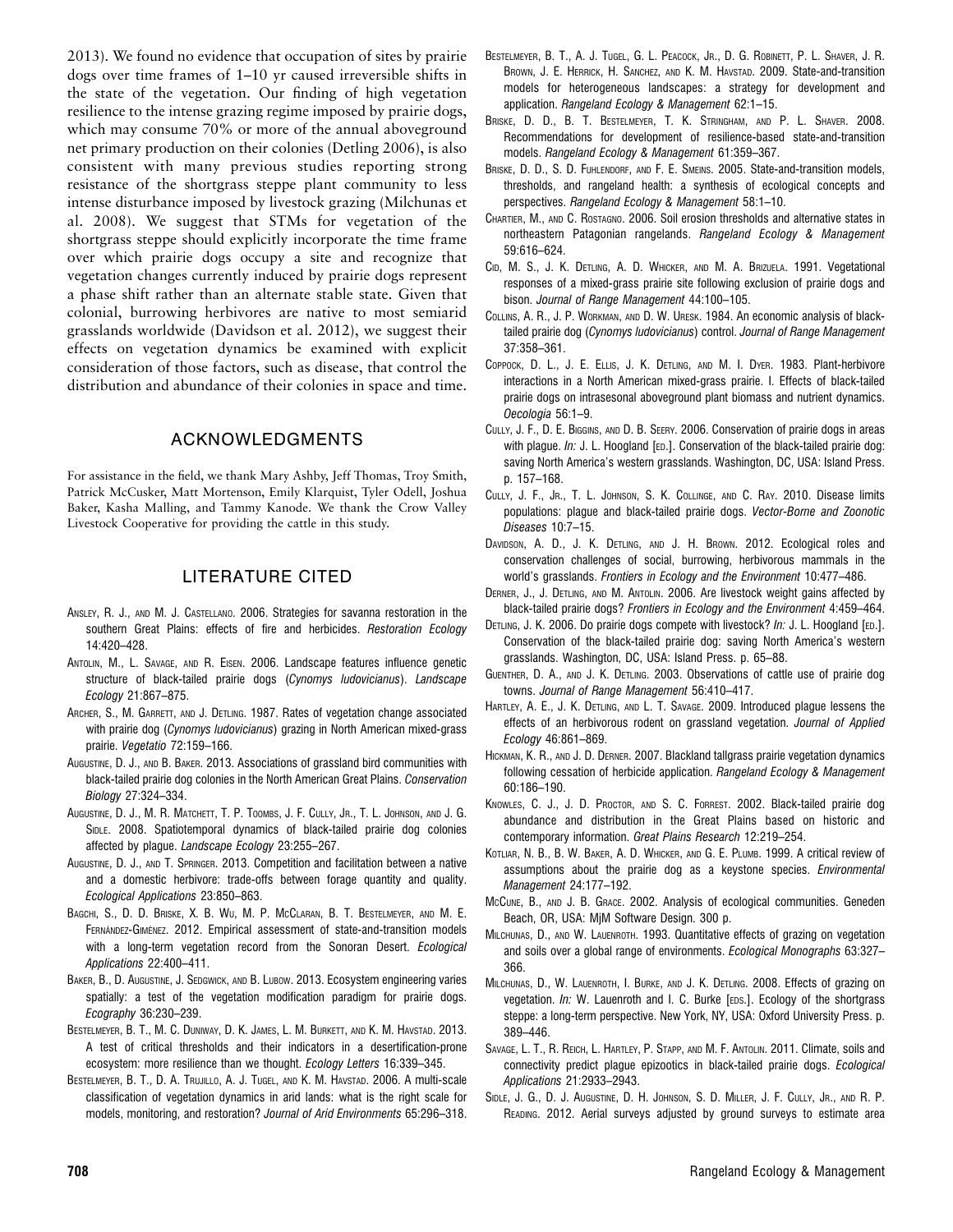2013). We found no evidence that occupation of sites by prairie dogs over time frames of 1–10 yr caused irreversible shifts in the state of the vegetation. Our finding of high vegetation resilience to the intense grazing regime imposed by prairie dogs, which may consume 70% or more of the annual aboveground net primary production on their colonies (Detling 2006), is also consistent with many previous studies reporting strong resistance of the shortgrass steppe plant community to less intense disturbance imposed by livestock grazing (Milchunas et al. 2008). We suggest that STMs for vegetation of the shortgrass steppe should explicitly incorporate the time frame over which prairie dogs occupy a site and recognize that vegetation changes currently induced by prairie dogs represent a phase shift rather than an alternate stable state. Given that colonial, burrowing herbivores are native to most semiarid grasslands worldwide (Davidson et al. 2012), we suggest their effects on vegetation dynamics be examined with explicit consideration of those factors, such as disease, that control the distribution and abundance of their colonies in space and time.

## ACKNOWLEDGMENTS

For assistance in the field, we thank Mary Ashby, Jeff Thomas, Troy Smith, Patrick McCusker, Matt Mortenson, Emily Klarquist, Tyler Odell, Joshua Baker, Kasha Malling, and Tammy Kanode. We thank the Crow Valley Livestock Cooperative for providing the cattle in this study.

## LITERATURE CITED

Ansley, R. J., and M. J. Castellano. 2006. Strategies for savanna restoration in the southern Great Plains: effects of fire and herbicides. *Restoration Ecology* 14:420–428.

Antolin, M., L. Savage, and R. Eisen. 2006. Landscape features influence genetic structure of black-tailed prairie dogs (*Cynomys ludovicianus*). *Landscape Ecology* 21:867–875.

Archer, S., M. Garrett, and J. Detling. 1987. Rates of vegetation change associated with prairie dog (*Cynomys ludovicianus*) grazing in North American mixed-grass prairie. *Vegetatio* 72:159–166.

Augustine, D. J., and B. Baker. 2013. Associations of grassland bird communities with black-tailed prairie dog colonies in the North American Great Plains. *Conservation Biology* 27:324–334.

Augustine, D. J., M. R. Matchett, T. P. Toombs, J. F. Cully, Jr., T. L. Johnson, and J. G. Sidle. 2008. Spatiotemporal dynamics of black-tailed prairie dog colonies affected by plague. *Landscape Ecology* 23:255–267.

Augustine, D. J., and T. Springer. 2013. Competition and facilitation between a native and a domestic herbivore: trade-offs between forage quantity and quality. *Ecological Applications* 23:850–863.

Bagchi, S., D. D. Briske, X. B. Wu, M. P. McClaran, B. T. Bestelmeyer, and M. E. Fernández-Giménez. 2012. Empirical assessment of state-and-transition models with a long-term vegetation record from the Sonoran Desert. *Ecological Applications* 22:400–411.

Baker, B., D. Augustine, J. Sedgwick, and B. Lubow. 2013. Ecosystem engineering varies spatially: a test of the vegetation modification paradigm for prairie dogs. *Ecography* 36:230–239.

Bestelmeyer, B. T., M. C. Duniway, D. K. James, L. M. Burkett, and K. M. Havstad. 2013. A test of critical thresholds and their indicators in a desertification-prone ecosystem: more resilience than we thought. *Ecology Letters* 16:339–345.

Bestelmeyer, B. T., D. A. Trujillo, A. J. Tugel, and K. M. Havstad. 2006. A multi-scale classification of vegetation dynamics in arid lands: what is the right scale for models, monitoring, and restoration? *Journal of Arid Environments* 65:296–318.

Bestelmeyer, B. T., A. J. Tugel, G. L. Peacock, Jr., D. G. Robinett, P. L. Shaver, J. R. Brown, J. E. Herrick, H. Sanchez, and K. M. Havstad. 2009. State-and-transition models for heterogeneous landscapes: a strategy for development and application. *Rangeland Ecology & Management* 62:1–15.

Briske, D. D., B. T. Bestelmeyer, T. K. Stringham, and P. L. Shaver. 2008. Recommendations for development of resilience-based state-and-transition models. *Rangeland Ecology & Management* 61:359–367.

Briske, D. D., S. D. Fuhlendorf, and F. E. Smeins. 2005. State-and-transition models, thresholds, and rangeland health: a synthesis of ecological concepts and perspectives. *Rangeland Ecology & Management* 58:1–10.

Chartier, M., and C. Rostagno. 2006. Soil erosion thresholds and alternative states in northeastern Patagonian rangelands. *Rangeland Ecology & Management* 59:616–624.

Cid, M. S., J. K. Detling, A. D. Whicker, and M. A. Brizuela. 1991. Vegetational responses of a mixed-grass prairie site following exclusion of prairie dogs and bison. *Journal of Range Management* 44:100–105.

Collins, A. R., J. P. Workman, and D. W. Uresk. 1984. An economic analysis of black-tailed prairie dog (*Cynomys ludovicianus*) control. *Journal of Range Management* 37:358–361.

Coppock, D. L., J. E. Ellis, J. K. Detling, and M. I. Dyer. 1983. Plant-herbivore interactions in a North American mixed-grass prairie. I. Effects of black-tailed prairie dogs on intrasesonal aboveground plant biomass and nutrient dynamics. *Oecologia* 56:1–9.

Cully, J. F., D. E. Biggins, and D. B. Seery. 2006. Conservation of prairie dogs in areas with plague. *In:* J. L. Hoogland [ed.]. Conservation of the black-tailed prairie dog: saving North America's western grasslands. Washington, DC, USA: Island Press. p. 157–168.

Cully, J. F., Jr., T. L. Johnson, S. K. Collinge, and C. Ray. 2010. Disease limits populations: plague and black-tailed prairie dogs. *Vector-Borne and Zoonotic Diseases* 10:7–15.

Davidson, A. D., J. K. Detling, and J. H. Brown. 2012. Ecological roles and conservation challenges of social, burrowing, herbivorous mammals in the world's grasslands. *Frontiers in Ecology and the Environment* 10:477–486.

Derner, J., J. Detling, and M. Antolin. 2006. Are livestock weight gains affected by black-tailed prairie dogs? *Frontiers in Ecology and the Environment* 4:459–464.

Detling, J. K. 2006. Do prairie dogs compete with livestock? *In:* J. L. Hoogland [ed.]. Conservation of the black-tailed prairie dog: saving North America's western grasslands. Washington, DC, USA: Island Press. p. 65–88.

Guenther, D. A., and J. K. Detling. 2003. Observations of cattle use of prairie dog towns. *Journal of Range Management* 56:410–417.

Hartley, A. E., J. K. Detling, and L. T. Savage. 2009. Introduced plague lessens the effects of an herbivorous rodent on grassland vegetation. *Journal of Applied Ecology* 46:861–869.

Hickman, K. R., and J. D. Derner. 2007. Blackland tallgrass prairie vegetation dynamics following cessation of herbicide application. *Rangeland Ecology & Management* 60:186–190.

Knowles, C. J., J. D. Proctor, and S. C. Forrest. 2002. Black-tailed prairie dog abundance and distribution in the Great Plains based on historic and contemporary information. *Great Plains Research* 12:219–254.

Kotliar, N. B., B. W. Baker, A. D. Whicker, and G. E. Plumb. 1999. A critical review of assumptions about the prairie dog as a keystone species. *Environmental Management* 24:177–192.

McCune, B., and J. B. Grace. 2002. Analysis of ecological communities. Geneden Beach, OR, USA: MjM Software Design. 300 p.

Milchunas, D., and W. Lauenroth. 1993. Quantitative effects of grazing on vegetation and soils over a global range of environments. *Ecological Monographs* 63:327–366.

Milchunas, D., W. Lauenroth, I. Burke, and J. K. Detling. 2008. Effects of grazing on vegetation. *In:* W. Lauenroth and I. C. Burke [eds.]. Ecology of the shortgrass steppe: a long-term perspective. New York, NY, USA: Oxford University Press. p. 389–446.

Savage, L. T., R. Reich, L. Hartley, P. Stapp, and M. F. Antolin. 2011. Climate, soils and connectivity predict plague epizootics in black-tailed prairie dogs. *Ecological Applications* 21:2933–2943.

Sidle, J. G., D. J. Augustine, D. H. Johnson, S. D. Miller, J. F. Cully, Jr., and R. P. Reading. 2012. Aerial surveys adjusted by ground surveys to estimate area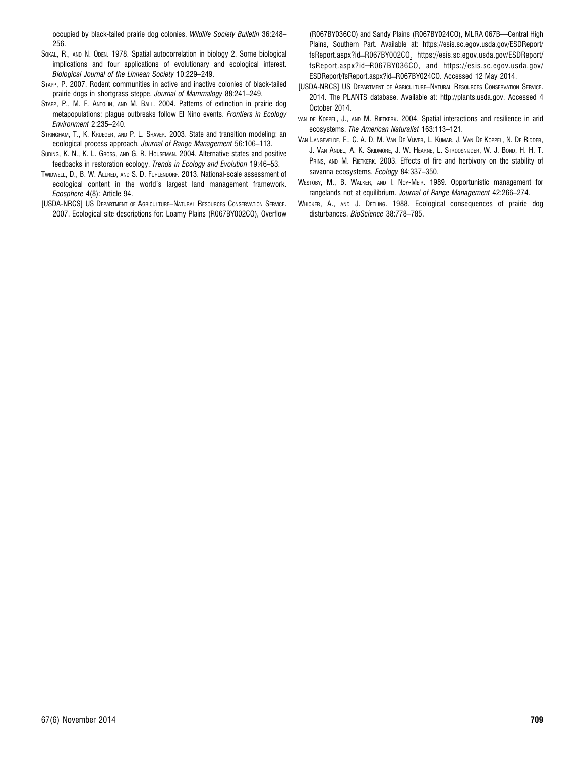occupied by black-tailed prairie dog colonies. *Wildlife Society Bulletin* 36:248–256.

SOKAL, R., AND N. ODEN. 1978. Spatial autocorrelation in biology 2. Some biological implications and four applications of evolutionary and ecological interest. *Biological Journal of the Linnean Society* 10:229–249.

STAPP, P. 2007. Rodent communities in active and inactive colonies of black-tailed prairie dogs in shortgrass steppe. *Journal of Mammalogy* 88:241–249.

STAPP, P., M. F. ANTOLIN, AND M. BALL. 2004. Patterns of extinction in prairie dog metapopulations: plague outbreaks follow El Nino events. *Frontiers in Ecology Environment* 2:235–240.

STRINGHAM, T., K. KRUEGER, AND P. L. SHAVER. 2003. State and transition modeling: an ecological process approach. *Journal of Range Management* 56:106–113.

SUDING, K. N., K. L. GROSS, AND G. R. HOUSEMAN. 2004. Alternative states and positive feedbacks in restoration ecology. *Trends in Ecology and Evolution* 19:46–53.

TWIDWELL, D., B. W. ALLRED, AND S. D. FUHLENDORF. 2013. National-scale assessment of ecological content in the world's largest land management framework. *Ecosphere* 4(8): Article 94.

[USDA-NRCS] US DEPARTMENT OF AGRICULTURE–NATURAL RESOURCES CONSERVATION SERVICE. 2007. Ecological site descriptions for: Loamy Plains (R067BY002CO), Overflow (R067BY036CO) and Sandy Plains (R067BY024CO), MLRA 067B—Central High Plains, Southern Part. Available at: https://esis.sc.egov.usda.gov/ESDReport/fsReport.aspx?id=R067BY002CO, https://esis.sc.egov.usda.gov/ESDReport/fsReport.aspx?id=R067BY036CO, and https://esis.sc.egov.usda.gov/ESDReport/fsReport.aspx?id=R067BY024CO. Accessed 12 May 2014.

[USDA-NRCS] US DEPARTMENT OF AGRICULTURE–NATURAL RESOURCES CONSERVATION SERVICE. 2014. The PLANTS database. Available at: http://plants.usda.gov. Accessed 4 October 2014.

VAN DE KOPPEL, J., AND M. RIETKERK. 2004. Spatial interactions and resilience in arid ecosystems. *The American Naturalist* 163:113–121.

VAN LANGEVELDE, F., C. A. D. M. VAN DE VIJVER, L. KUMAR, J. VAN DE KOPPEL, N. DE RIDDER, J. VAN ANDEL, A. K. SKIDMORE, J. W. HEARNE, L. STROOSNIJDER, W. J. BOND, H. H. T. PRINS, AND M. RIETKERK. 2003. Effects of fire and herbivory on the stability of savanna ecosystems. *Ecology* 84:337–350.

WESTOBY, M., B. WALKER, AND I. NOY-MEIR. 1989. Opportunistic management for rangelands not at equilibrium. *Journal of Range Management* 42:266–274.

WHICKER, A., AND J. DETLING. 1988. Ecological consequences of prairie dog disturbances. *BioScience* 38:778–785.